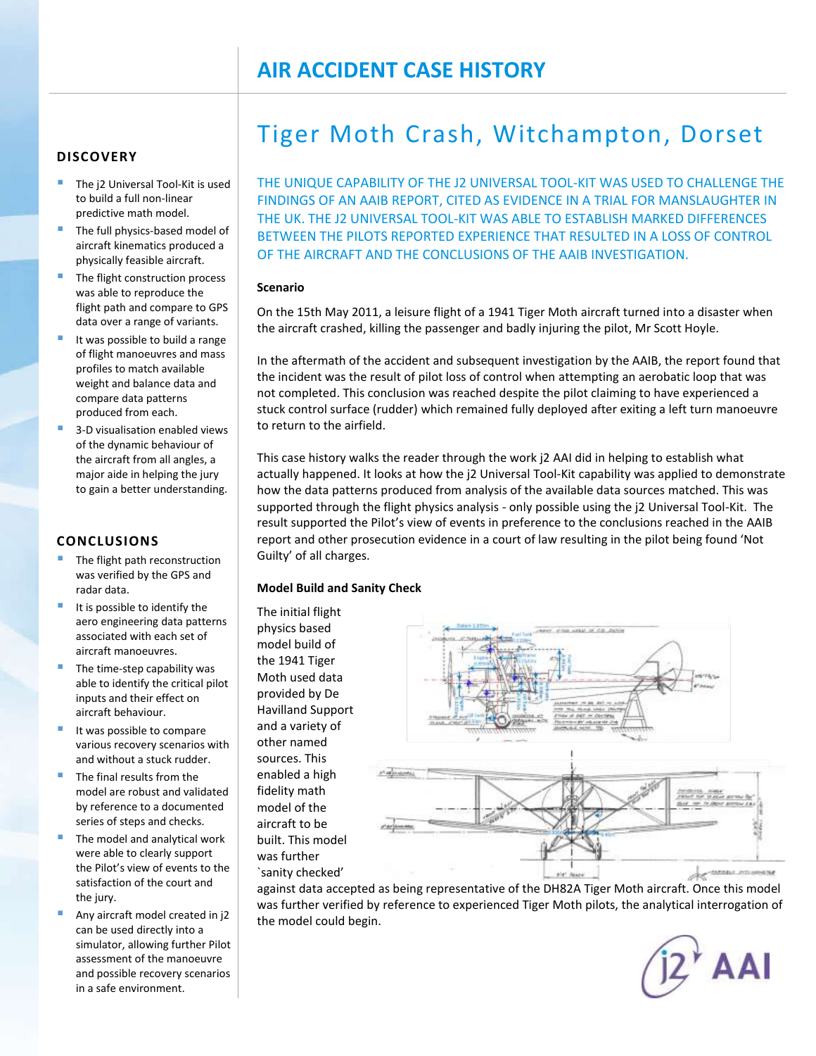# AIR ACCIDENT CASE HISTORY

## Tiger Moth Crash, Witchampton, Dorset

THE UNIQUE CAPABILITY OF THE J2 UNIVERSAL TOOL-KIT WAS USED TO CHALLENGE THE FINDINGS OF AN AAIB REPORT, CITED AS EVIDENCE IN A TRIAL FOR MANSLAUGHTER IN THE UK. THE J2 UNIVERSAL TOOL-KIT WAS ABLE TO ESTABLISH MARKED DIFFERENCES BETWEEN THE PILOTS REPORTED EXPERIENCE THAT RESULTED IN A LOSS OF CONTROL OF THE AIRCRAFT AND THE CONCLUSIONS OF THE AAIB INVESTIGATION.

### Scenario

On the 15th May 2011, a leisure flight of a 1941 Tiger Moth aircraft turned into a disaster when the aircraft crashed, killing the passenger and badly injuring the pilot, Mr Scott Hoyle.

In the aftermath of the accident and subsequent investigation by the AAIB, the report found that the incident was the result of pilot loss of control when attempting an aerobatic loop that was not completed. This conclusion was reached despite the pilot claiming to have experienced a stuck control surface (rudder) which remained fully deployed after exiting a left turn manoeuvre to return to the airfield.

This case history walks the reader through the work j2 AAI did in helping to establish what actually happened. It looks at how the j2 Universal Tool-Kit capability was applied to demonstrate how the data patterns produced from analysis of the available data sources matched. This was supported through the flight physics analysis - only possible using the j2 Universal Tool-Kit. The result supported the Pilot's view of events in preference to the conclusions reached in the AAIB report and other prosecution evidence in a court of law resulting in the pilot being found 'Not Guilty' of all charges.

### Model Build and Sanity Check

The initial flight physics based model build of the 1941 Tiger Moth used data provided by De Havilland Support and a variety of other named sources. This enabled a high fidelity math model of the aircraft to be built. This model was further `sanity checked' against data accepted as being representative of the DH82A Tiger Moth aircraft. Once this model was further verified by reference to experienced Tiger Moth pilots, the analytical interrogation of the model could begin.

### DISCOVERY

- The j2 Universal Tool-Kit is used to build a full non-linear predictive math model.
- The full physics-based model of aircraft kinematics produced a physically feasible aircraft.
- The flight construction process was able to reproduce the flight path and compare to GPS data over a range of variants.
- It was possible to build a range of flight manoeuvres and mass profiles to match available weight and balance data and compare data patterns produced from each.
- 3-D visualisation enabled views of the dynamic behaviour of the aircraft from all angles, a major aide in helping the jury to gain a better understanding.

### CONCLUSIONS

- The flight path reconstruction was verified by the GPS and radar data.
- It is possible to identify the aero engineering data patterns associated with each set of aircraft manoeuvres.
- The time-step capability was able to identify the critical pilot inputs and their effect on aircraft behaviour.
- It was possible to compare various recovery scenarios with and without a stuck rudder.
- The final results from the model are robust and validated by reference to a documented series of steps and checks.
- The model and analytical work were able to clearly support the Pilot's view of events to the satisfaction of the court and the jury.
- Any aircraft model created in j2 can be used directly into a simulator, allowing further Pilot assessment of the manoeuvre and possible recovery scenarios in a safe environment.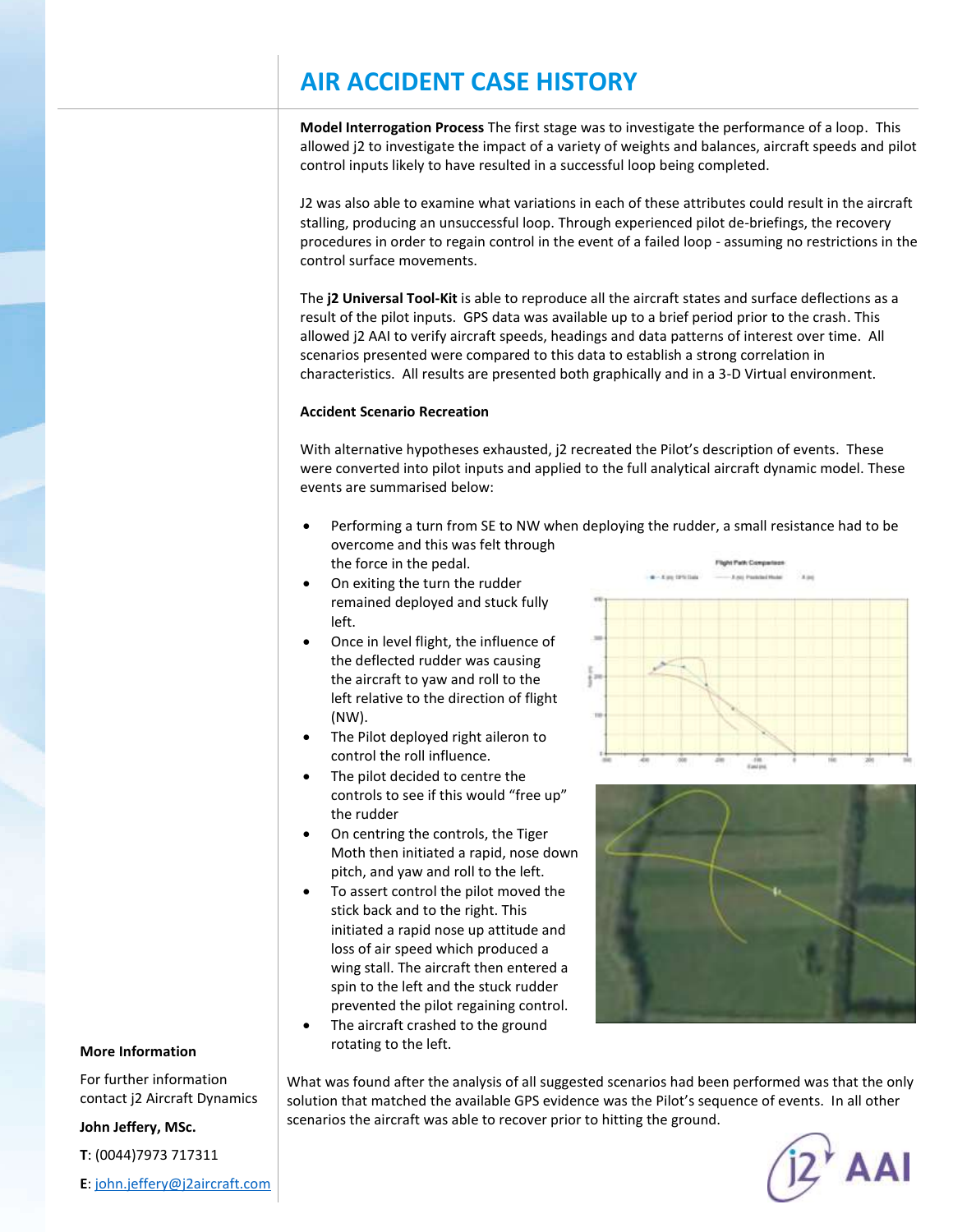# AIR ACCIDENT CASE HISTORY

**Model Interrogation Process** The first stage was to investigate the performance of a loop. This allowed j2 to investigate the impact of a variety of weights and balances, aircraft speeds and pilot control inputs likely to have resulted in a successful loop being completed.

J2 was also able to examine what variations in each of these attributes could result in the aircraft stalling, producing an unsuccessful loop. Through experienced pilot de-briefings, the recovery procedures in order to regain control in the event of a failed loop - assuming no restrictions in the control surface movements.

The **j2 Universal Tool-Kit** is able to reproduce all the aircraft states and surface deflections as a result of the pilot inputs. GPS data was available up to a brief period prior to the crash. This allowed j2 AAI to verify aircraft speeds, headings and data patterns of interest over time. All scenarios presented were compared to this data to establish a strong correlation in characteristics. All results are presented both graphically and in a 3-D Virtual environment.

**Accident Scenario Recreation**

With alternative hypotheses exhausted, j2 recreated the Pilot's description of events. These were converted into pilot inputs and applied to the full analytical aircraft dynamic model. These events are summarised below:

- Performing a turn from SE to NW when deploying the rudder, a small resistance had to be overcome and this was felt through the force in the pedal.
- On exiting the turn the rudder remained deployed and stuck fully left.
- Once in level flight, the influence of the deflected rudder was causing the aircraft to yaw and roll to the left relative to the direction of flight (NW).
- The Pilot deployed right aileron to control the roll influence.
- The pilot decided to centre the controls to see if this would "free up" the rudder
- On centring the controls, the Tiger Moth then initiated a rapid, nose down pitch, and yaw and roll to the left.
- To assert control the pilot moved the stick back and to the right. This initiated a rapid nose up attitude and loss of air speed which produced a wing stall. The aircraft then entered a spin to the left and the stuck rudder prevented the pilot regaining control.
- The aircraft crashed to the ground rotating to the left.

What was found after the analysis of all suggested scenarios had been performed was that the only solution that matched the available GPS evidence was the Pilot's sequence of events. In all other scenarios the aircraft was able to recover prior to hitting the ground.

**More Information**

For further information contact j2 Aircraft Dynamics

**John Jeffery, MSc.**

**T**: (0044)7973 717311

**E**: john.jeffery@j2aircraft.com